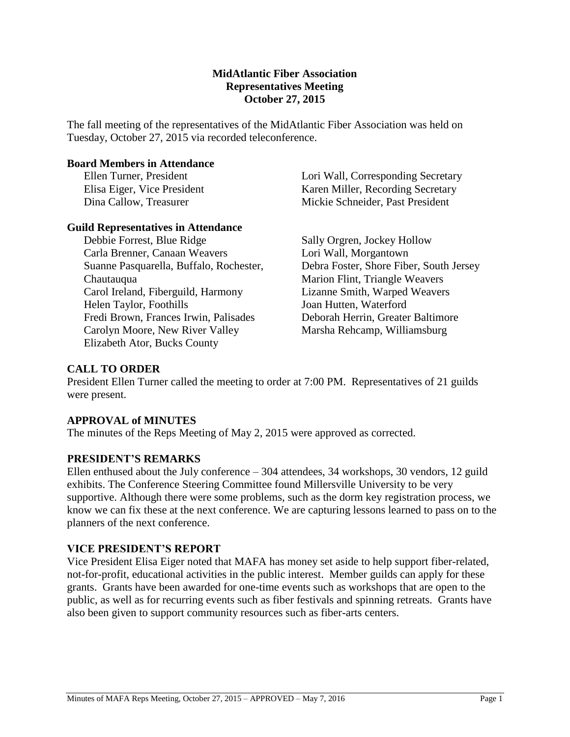**MidAtlantic Fiber Association**
**Representatives Meeting**
**October 27, 2015**

The fall meeting of the representatives of the MidAtlantic Fiber Association was held on Tuesday, October 27, 2015 via recorded teleconference.

**Board Members in Attendance**

Ellen Turner, President
Elisa Eiger, Vice President
Dina Callow, Treasurer
Lori Wall, Corresponding Secretary
Karen Miller, Recording Secretary
Mickie Schneider, Past President

**Guild Representatives in Attendance**

Debbie Forrest, Blue Ridge
Carla Brenner, Canaan Weavers
Suanne Pasquarella, Buffalo, Rochester, Chautauqua
Carol Ireland, Fiberguild, Harmony
Helen Taylor, Foothills
Fredi Brown, Frances Irwin, Palisades
Carolyn Moore, New River Valley
Elizabeth Ator, Bucks County
Sally Orgren, Jockey Hollow
Lori Wall, Morgantown
Debra Foster, Shore Fiber, South Jersey
Marion Flint, Triangle Weavers
Lizanne Smith, Warped Weavers
Joan Hutten, Waterford
Deborah Herrin, Greater Baltimore
Marsha Rehcamp, Williamsburg

## CALL TO ORDER

President Ellen Turner called the meeting to order at 7:00 PM. Representatives of 21 guilds were present.

## APPROVAL of MINUTES

The minutes of the Reps Meeting of May 2, 2015 were approved as corrected.

## PRESIDENT'S REMARKS

Ellen enthused about the July conference – 304 attendees, 34 workshops, 30 vendors, 12 guild exhibits. The Conference Steering Committee found Millersville University to be very supportive. Although there were some problems, such as the dorm key registration process, we know we can fix these at the next conference. We are capturing lessons learned to pass on to the planners of the next conference.

## VICE PRESIDENT'S REPORT

Vice President Elisa Eiger noted that MAFA has money set aside to help support fiber-related, not-for-profit, educational activities in the public interest. Member guilds can apply for these grants. Grants have been awarded for one-time events such as workshops that are open to the public, as well as for recurring events such as fiber festivals and spinning retreats. Grants have also been given to support community resources such as fiber-arts centers.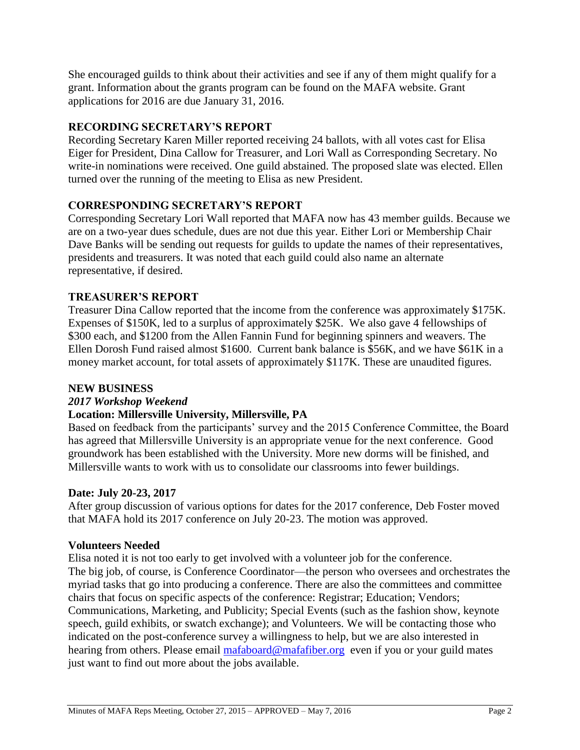She encouraged guilds to think about their activities and see if any of them might qualify for a grant. Information about the grants program can be found on the MAFA website. Grant applications for 2016 are due January 31, 2016.

## RECORDING SECRETARY'S REPORT

Recording Secretary Karen Miller reported receiving 24 ballots, with all votes cast for Elisa Eiger for President, Dina Callow for Treasurer, and Lori Wall as Corresponding Secretary. No write-in nominations were received. One guild abstained. The proposed slate was elected. Ellen turned over the running of the meeting to Elisa as new President.

## CORRESPONDING SECRETARY'S REPORT

Corresponding Secretary Lori Wall reported that MAFA now has 43 member guilds. Because we are on a two-year dues schedule, dues are not due this year. Either Lori or Membership Chair Dave Banks will be sending out requests for guilds to update the names of their representatives, presidents and treasurers. It was noted that each guild could also name an alternate representative, if desired.

## TREASURER'S REPORT

Treasurer Dina Callow reported that the income from the conference was approximately $175K. Expenses of $150K, led to a surplus of approximately $25K. We also gave 4 fellowships of $300 each, and $1200 from the Allen Fannin Fund for beginning spinners and weavers. The Ellen Dorosh Fund raised almost $1600. Current bank balance is $56K, and we have $61K in a money market account, for total assets of approximately $117K. These are unaudited figures.

## NEW BUSINESS

### *2017 Workshop Weekend*

**Location: Millersville University, Millersville, PA**

Based on feedback from the participants' survey and the 2015 Conference Committee, the Board has agreed that Millersville University is an appropriate venue for the next conference. Good groundwork has been established with the University. More new dorms will be finished, and Millersville wants to work with us to consolidate our classrooms into fewer buildings.

**Date: July 20-23, 2017**

After group discussion of various options for dates for the 2017 conference, Deb Foster moved that MAFA hold its 2017 conference on July 20-23. The motion was approved.

**Volunteers Needed**

Elisa noted it is not too early to get involved with a volunteer job for the conference. The big job, of course, is Conference Coordinator—the person who oversees and orchestrates the myriad tasks that go into producing a conference. There are also the committees and committee chairs that focus on specific aspects of the conference: Registrar; Education; Vendors; Communications, Marketing, and Publicity; Special Events (such as the fashion show, keynote speech, guild exhibits, or swatch exchange); and Volunteers. We will be contacting those who indicated on the post-conference survey a willingness to help, but we are also interested in hearing from others. Please email mafaboard@mafafiber.org even if you or your guild mates just want to find out more about the jobs available.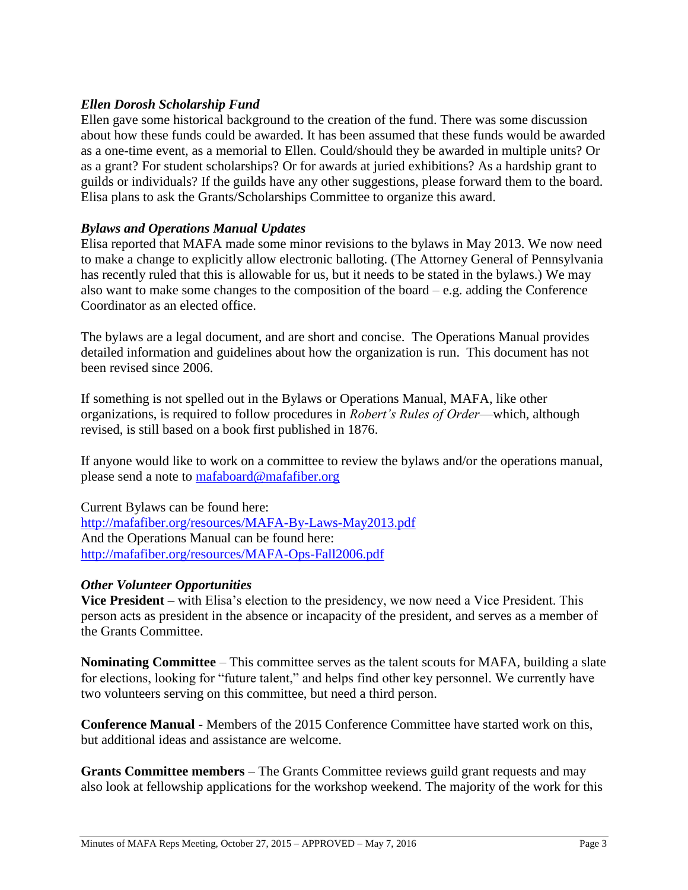### *Ellen Dorosh Scholarship Fund*

Ellen gave some historical background to the creation of the fund. There was some discussion about how these funds could be awarded. It has been assumed that these funds would be awarded as a one-time event, as a memorial to Ellen. Could/should they be awarded in multiple units? Or as a grant? For student scholarships? Or for awards at juried exhibitions? As a hardship grant to guilds or individuals? If the guilds have any other suggestions, please forward them to the board. Elisa plans to ask the Grants/Scholarships Committee to organize this award.

### *Bylaws and Operations Manual Updates*

Elisa reported that MAFA made some minor revisions to the bylaws in May 2013. We now need to make a change to explicitly allow electronic balloting. (The Attorney General of Pennsylvania has recently ruled that this is allowable for us, but it needs to be stated in the bylaws.) We may also want to make some changes to the composition of the board – e.g. adding the Conference Coordinator as an elected office.

The bylaws are a legal document, and are short and concise. The Operations Manual provides detailed information and guidelines about how the organization is run. This document has not been revised since 2006.

If something is not spelled out in the Bylaws or Operations Manual, MAFA, like other organizations, is required to follow procedures in *Robert's Rules of Order*—which, although revised, is still based on a book first published in 1876.

If anyone would like to work on a committee to review the bylaws and/or the operations manual, please send a note to mafaboard@mafafiber.org

Current Bylaws can be found here:
http://mafafiber.org/resources/MAFA-By-Laws-May2013.pdf
And the Operations Manual can be found here:
http://mafafiber.org/resources/MAFA-Ops-Fall2006.pdf

### *Other Volunteer Opportunities*

**Vice President** – with Elisa's election to the presidency, we now need a Vice President. This person acts as president in the absence or incapacity of the president, and serves as a member of the Grants Committee.

**Nominating Committee** – This committee serves as the talent scouts for MAFA, building a slate for elections, looking for "future talent," and helps find other key personnel. We currently have two volunteers serving on this committee, but need a third person.

**Conference Manual** - Members of the 2015 Conference Committee have started work on this, but additional ideas and assistance are welcome.

**Grants Committee members** – The Grants Committee reviews guild grant requests and may also look at fellowship applications for the workshop weekend. The majority of the work for this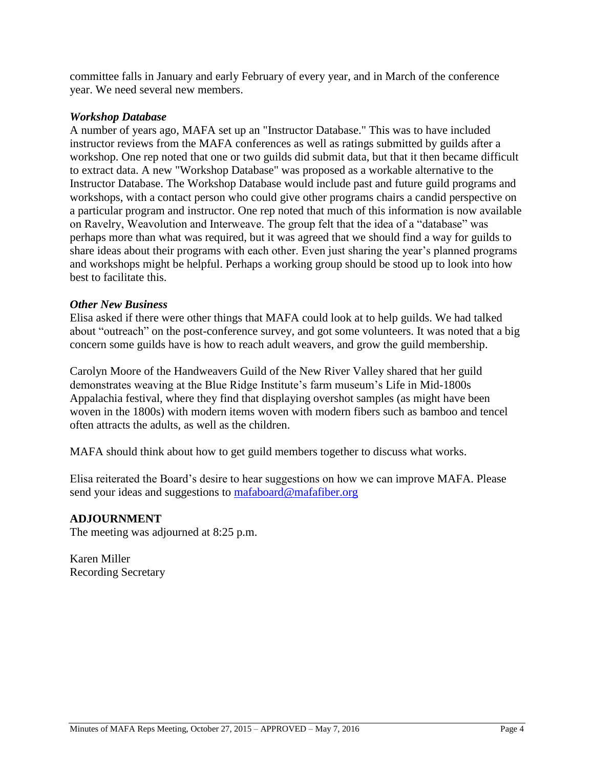committee falls in January and early February of every year, and in March of the conference year. We need several new members.

***Workshop Database***

A number of years ago, MAFA set up an "Instructor Database." This was to have included instructor reviews from the MAFA conferences as well as ratings submitted by guilds after a workshop. One rep noted that one or two guilds did submit data, but that it then became difficult to extract data. A new "Workshop Database" was proposed as a workable alternative to the Instructor Database. The Workshop Database would include past and future guild programs and workshops, with a contact person who could give other programs chairs a candid perspective on a particular program and instructor. One rep noted that much of this information is now available on Ravelry, Weavolution and Interweave. The group felt that the idea of a "database" was perhaps more than what was required, but it was agreed that we should find a way for guilds to share ideas about their programs with each other. Even just sharing the year's planned programs and workshops might be helpful. Perhaps a working group should be stood up to look into how best to facilitate this.

***Other New Business***

Elisa asked if there were other things that MAFA could look at to help guilds. We had talked about "outreach" on the post-conference survey, and got some volunteers. It was noted that a big concern some guilds have is how to reach adult weavers, and grow the guild membership.

Carolyn Moore of the Handweavers Guild of the New River Valley shared that her guild demonstrates weaving at the Blue Ridge Institute's farm museum's Life in Mid-1800s Appalachia festival, where they find that displaying overshot samples (as might have been woven in the 1800s) with modern items woven with modern fibers such as bamboo and tencel often attracts the adults, as well as the children.

MAFA should think about how to get guild members together to discuss what works.

Elisa reiterated the Board's desire to hear suggestions on how we can improve MAFA. Please send your ideas and suggestions to mafaboard@mafafiber.org

**ADJOURNMENT**

The meeting was adjourned at 8:25 p.m.

Karen Miller
Recording Secretary